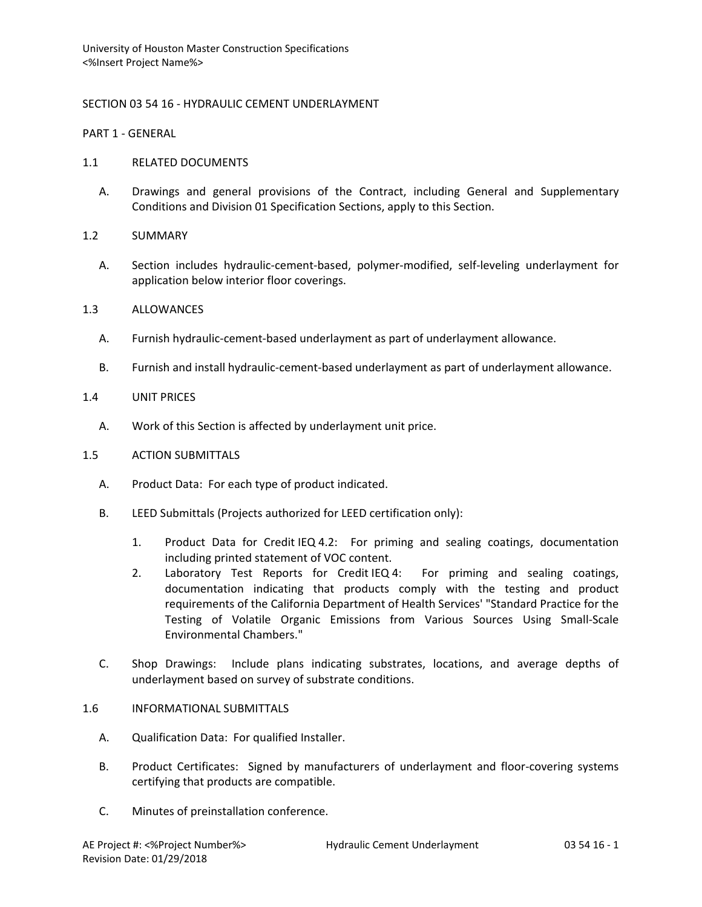# SECTION 03 54 16 - HYDRAULIC CEMENT UNDERLAYMENT

## PART 1 - GENERAL

### 1.1 RELATED DOCUMENTS

A. Drawings and general provisions of the Contract, including General and Supplementary Conditions and Division 01 Specification Sections, apply to this Section.

### 1.2 SUMMARY

A. Section includes hydraulic-cement-based, polymer-modified, self-leveling underlayment for application below interior floor coverings.

### 1.3 ALLOWANCES

A. Furnish hydraulic-cement-based underlayment as part of underlayment allowance.

B. Furnish and install hydraulic-cement-based underlayment as part of underlayment allowance.

### 1.4 UNIT PRICES

A. Work of this Section is affected by underlayment unit price.

### 1.5 ACTION SUBMITTALS

A. Product Data: For each type of product indicated.

B. LEED Submittals (Projects authorized for LEED certification only):

1. Product Data for Credit IEQ 4.2: For priming and sealing coatings, documentation including printed statement of VOC content.
2. Laboratory Test Reports for Credit IEQ 4: For priming and sealing coatings, documentation indicating that products comply with the testing and product requirements of the California Department of Health Services' "Standard Practice for the Testing of Volatile Organic Emissions from Various Sources Using Small-Scale Environmental Chambers."

C. Shop Drawings: Include plans indicating substrates, locations, and average depths of underlayment based on survey of substrate conditions.

### 1.6 INFORMATIONAL SUBMITTALS

A. Qualification Data: For qualified Installer.

B. Product Certificates: Signed by manufacturers of underlayment and floor-covering systems certifying that products are compatible.

C. Minutes of preinstallation conference.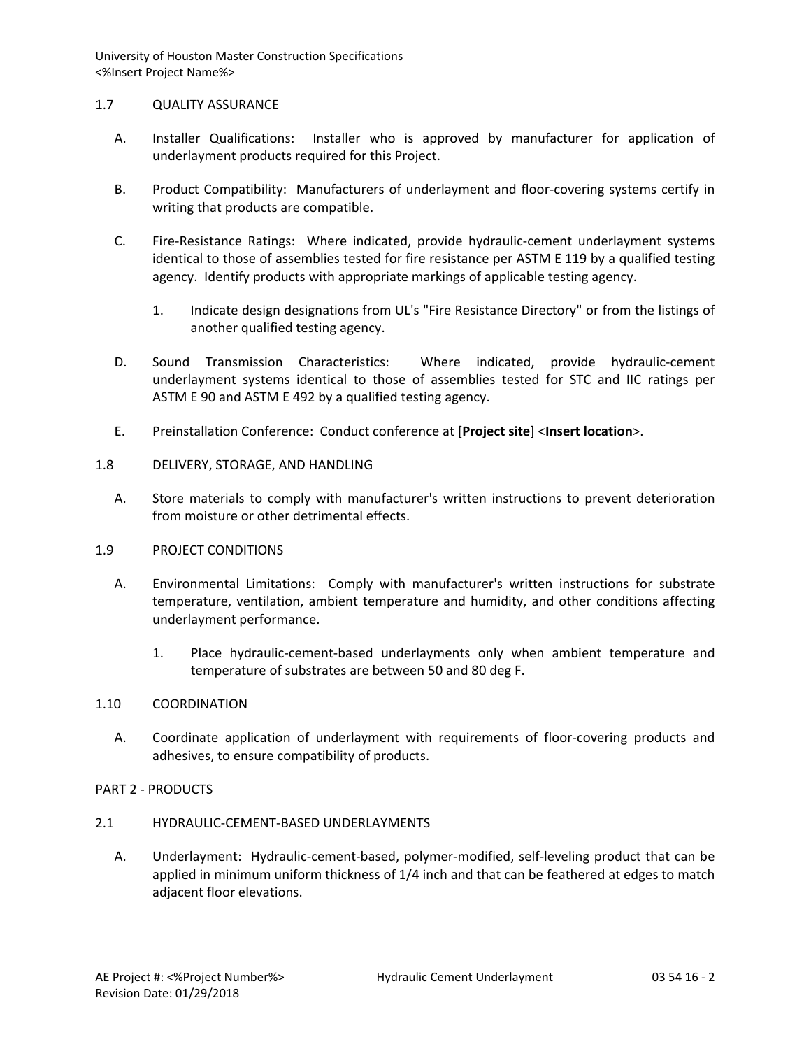## 1.7 QUALITY ASSURANCE

A. Installer Qualifications: Installer who is approved by manufacturer for application of underlayment products required for this Project.

B. Product Compatibility: Manufacturers of underlayment and floor-covering systems certify in writing that products are compatible.

C. Fire-Resistance Ratings: Where indicated, provide hydraulic-cement underlayment systems identical to those of assemblies tested for fire resistance per ASTM E 119 by a qualified testing agency. Identify products with appropriate markings of applicable testing agency.

   1. Indicate design designations from UL's "Fire Resistance Directory" or from the listings of another qualified testing agency.

D. Sound Transmission Characteristics: Where indicated, provide hydraulic-cement underlayment systems identical to those of assemblies tested for STC and IIC ratings per ASTM E 90 and ASTM E 492 by a qualified testing agency.

E. Preinstallation Conference: Conduct conference at [**Project site**] <**Insert location**>.

## 1.8 DELIVERY, STORAGE, AND HANDLING

A. Store materials to comply with manufacturer's written instructions to prevent deterioration from moisture or other detrimental effects.

## 1.9 PROJECT CONDITIONS

A. Environmental Limitations: Comply with manufacturer's written instructions for substrate temperature, ventilation, ambient temperature and humidity, and other conditions affecting underlayment performance.

   1. Place hydraulic-cement-based underlayments only when ambient temperature and temperature of substrates are between 50 and 80 deg F.

## 1.10 COORDINATION

A. Coordinate application of underlayment with requirements of floor-covering products and adhesives, to ensure compatibility of products.

# PART 2 - PRODUCTS

## 2.1 HYDRAULIC-CEMENT-BASED UNDERLAYMENTS

A. Underlayment: Hydraulic-cement-based, polymer-modified, self-leveling product that can be applied in minimum uniform thickness of 1/4 inch and that can be feathered at edges to match adjacent floor elevations.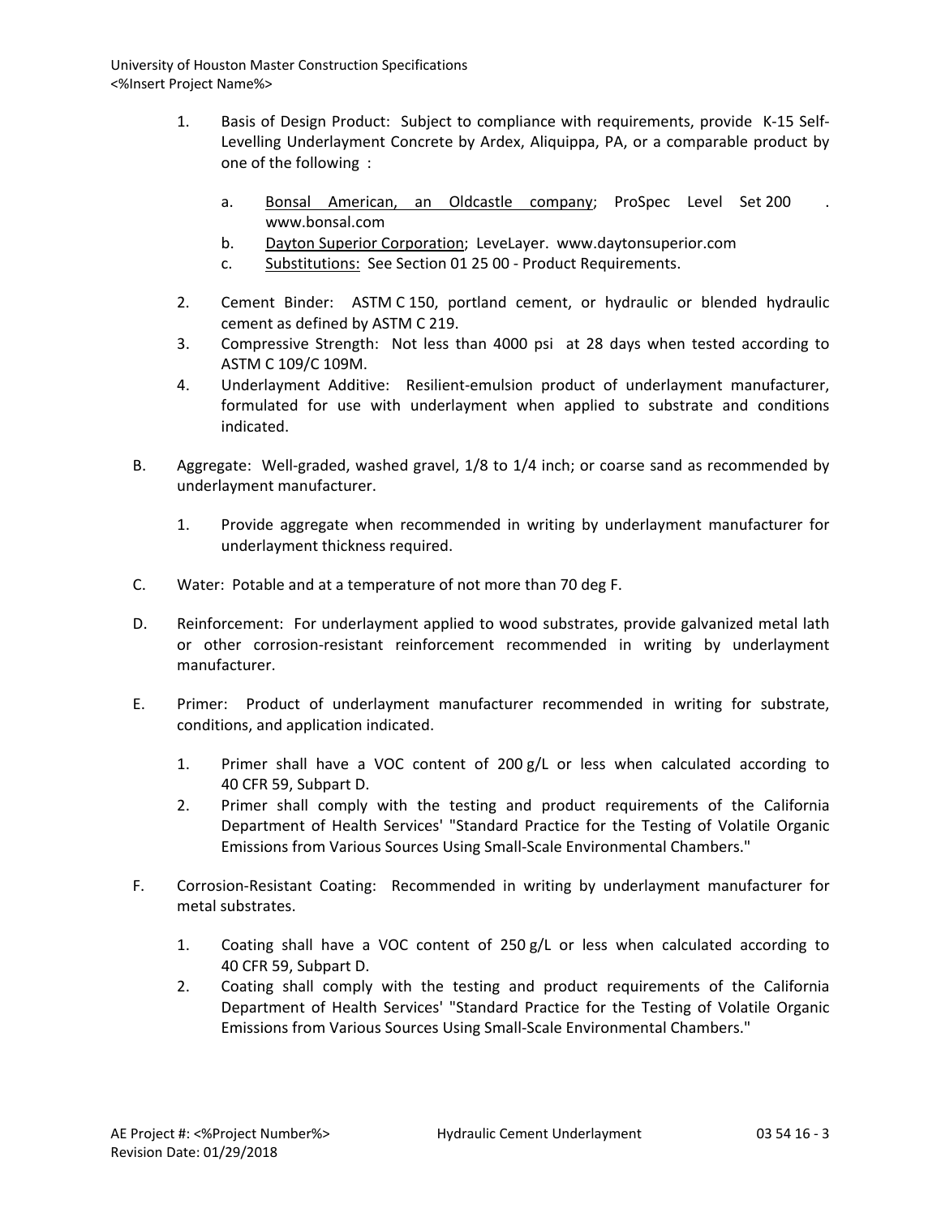1. Basis of Design Product: Subject to compliance with requirements, provide K-15 Self-Levelling Underlayment Concrete by Ardex, Aliquippa, PA, or a comparable product by one of the following :

   a. Bonsal American, an Oldcastle company; ProSpec Level Set 200 . www.bonsal.com
   b. Dayton Superior Corporation; LeveLayer. www.daytonsuperior.com
   c. Substitutions: See Section 01 25 00 - Product Requirements.

2. Cement Binder: ASTM C 150, portland cement, or hydraulic or blended hydraulic cement as defined by ASTM C 219.
3. Compressive Strength: Not less than 4000 psi at 28 days when tested according to ASTM C 109/C 109M.
4. Underlayment Additive: Resilient-emulsion product of underlayment manufacturer, formulated for use with underlayment when applied to substrate and conditions indicated.

B. Aggregate: Well-graded, washed gravel, 1/8 to 1/4 inch; or coarse sand as recommended by underlayment manufacturer.

   1. Provide aggregate when recommended in writing by underlayment manufacturer for underlayment thickness required.

C. Water: Potable and at a temperature of not more than 70 deg F.

D. Reinforcement: For underlayment applied to wood substrates, provide galvanized metal lath or other corrosion-resistant reinforcement recommended in writing by underlayment manufacturer.

E. Primer: Product of underlayment manufacturer recommended in writing for substrate, conditions, and application indicated.

   1. Primer shall have a VOC content of 200 g/L or less when calculated according to 40 CFR 59, Subpart D.
   2. Primer shall comply with the testing and product requirements of the California Department of Health Services' "Standard Practice for the Testing of Volatile Organic Emissions from Various Sources Using Small-Scale Environmental Chambers."

F. Corrosion-Resistant Coating: Recommended in writing by underlayment manufacturer for metal substrates.

   1. Coating shall have a VOC content of 250 g/L or less when calculated according to 40 CFR 59, Subpart D.
   2. Coating shall comply with the testing and product requirements of the California Department of Health Services' "Standard Practice for the Testing of Volatile Organic Emissions from Various Sources Using Small-Scale Environmental Chambers."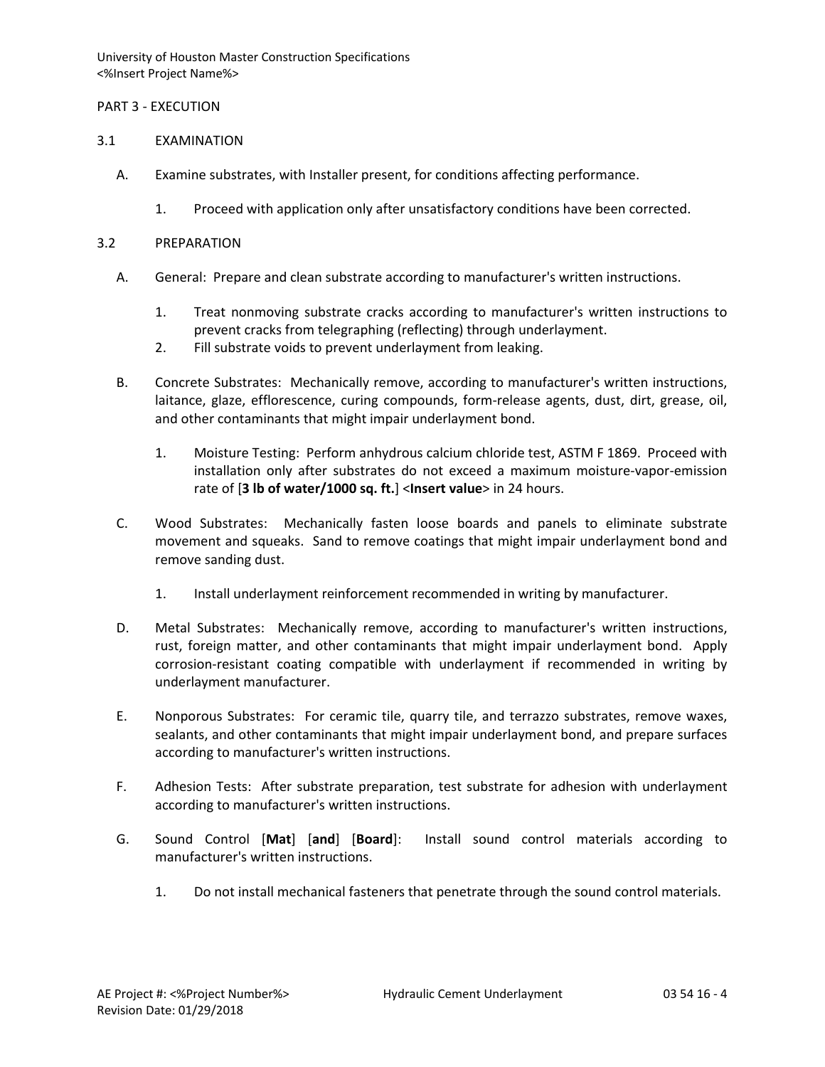## PART 3 - EXECUTION

### 3.1 EXAMINATION

A. Examine substrates, with Installer present, for conditions affecting performance.

1. Proceed with application only after unsatisfactory conditions have been corrected.

### 3.2 PREPARATION

A. General: Prepare and clean substrate according to manufacturer's written instructions.

1. Treat nonmoving substrate cracks according to manufacturer's written instructions to prevent cracks from telegraphing (reflecting) through underlayment.
2. Fill substrate voids to prevent underlayment from leaking.

B. Concrete Substrates: Mechanically remove, according to manufacturer's written instructions, laitance, glaze, efflorescence, curing compounds, form-release agents, dust, dirt, grease, oil, and other contaminants that might impair underlayment bond.

1. Moisture Testing: Perform anhydrous calcium chloride test, ASTM F 1869. Proceed with installation only after substrates do not exceed a maximum moisture-vapor-emission rate of [**3 lb of water/1000 sq. ft.**] <**Insert value**> in 24 hours.

C. Wood Substrates: Mechanically fasten loose boards and panels to eliminate substrate movement and squeaks. Sand to remove coatings that might impair underlayment bond and remove sanding dust.

1. Install underlayment reinforcement recommended in writing by manufacturer.

D. Metal Substrates: Mechanically remove, according to manufacturer's written instructions, rust, foreign matter, and other contaminants that might impair underlayment bond. Apply corrosion-resistant coating compatible with underlayment if recommended in writing by underlayment manufacturer.

E. Nonporous Substrates: For ceramic tile, quarry tile, and terrazzo substrates, remove waxes, sealants, and other contaminants that might impair underlayment bond, and prepare surfaces according to manufacturer's written instructions.

F. Adhesion Tests: After substrate preparation, test substrate for adhesion with underlayment according to manufacturer's written instructions.

G. Sound Control [**Mat**] [**and**] [**Board**]: Install sound control materials according to manufacturer's written instructions.

1. Do not install mechanical fasteners that penetrate through the sound control materials.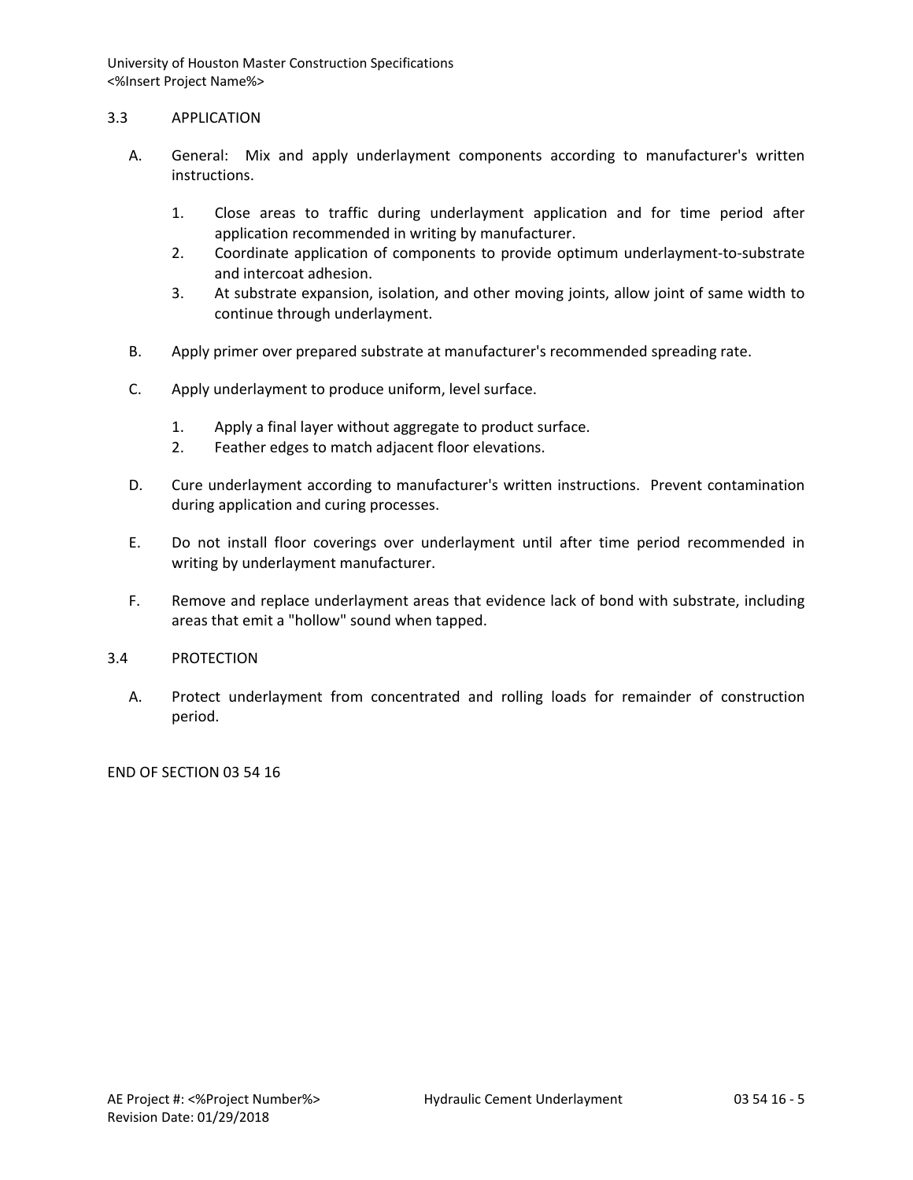## 3.3 APPLICATION

A. General: Mix and apply underlayment components according to manufacturer's written instructions.

   1. Close areas to traffic during underlayment application and for time period after application recommended in writing by manufacturer.
   2. Coordinate application of components to provide optimum underlayment-to-substrate and intercoat adhesion.
   3. At substrate expansion, isolation, and other moving joints, allow joint of same width to continue through underlayment.

B. Apply primer over prepared substrate at manufacturer's recommended spreading rate.

C. Apply underlayment to produce uniform, level surface.

   1. Apply a final layer without aggregate to product surface.
   2. Feather edges to match adjacent floor elevations.

D. Cure underlayment according to manufacturer's written instructions. Prevent contamination during application and curing processes.

E. Do not install floor coverings over underlayment until after time period recommended in writing by underlayment manufacturer.

F. Remove and replace underlayment areas that evidence lack of bond with substrate, including areas that emit a "hollow" sound when tapped.

## 3.4 PROTECTION

A. Protect underlayment from concentrated and rolling loads for remainder of construction period.

END OF SECTION 03 54 16